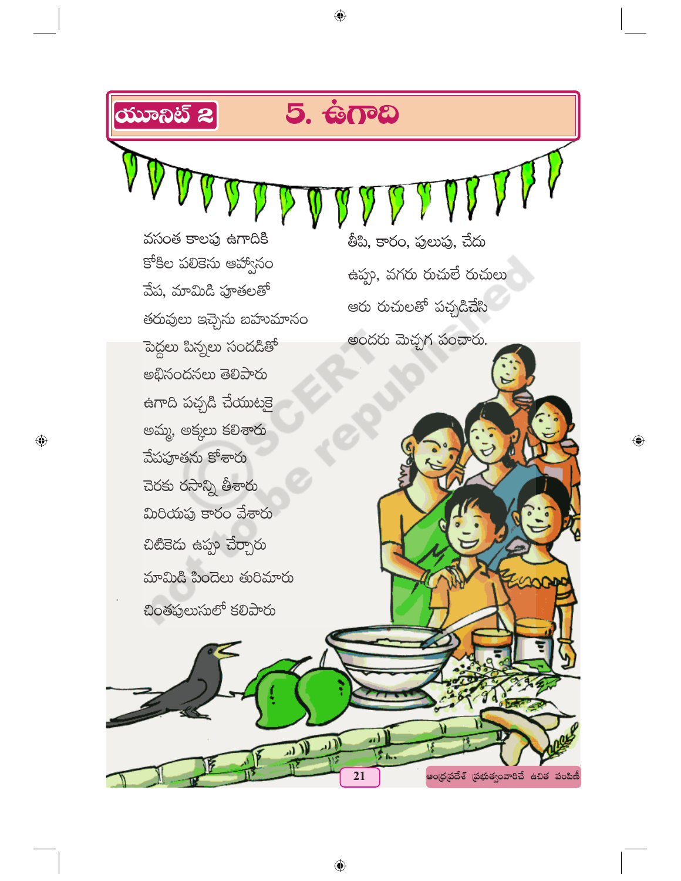# యూనిట్ 2 — 5. ఉగాది

వసంత కాలపు ఉగాదికి
కోకిల పలికెను ఆహ్వానం
వేప, మామిడి పూతలతో
తరువులు ఇచ్చెను బహుమానం
పెద్దలు పిన్నలు సందడితో
అభినందనలు తెలిపారు
ఉగాది పచ్చడి చేయుటకై
అమ్మ, అక్కలు కలిశారు
వేపపూతను కోశారు
చెరకు రసాన్ని తీశారు
మిరియపు కారం వేశారు
చిటికెడు ఉప్పు చేర్చారు
మామిడి పిందెలు తురిమారు
చింతపులుసులో కలిపారు

తీపి, కారం, పులుపు, చేదు
ఉప్పు, వగరు రుచులే రుచులు
ఆరు రుచులతో పచ్చడిచేసి
అందరు మెచ్చగ పంచారు.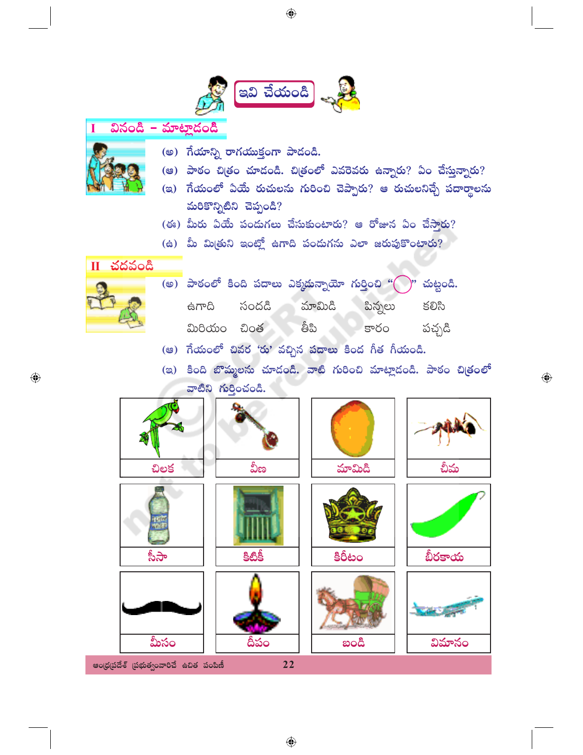## ఇవి చేయండి

### I వినండి – మాట్లాడండి

(అ) గేయాన్ని రాగయుక్తంగా పాడండి.

(ఆ) పాఠం చిత్రం చూడండి. చిత్రంలో ఎవరెవరు ఉన్నారు? ఏం చేస్తున్నారు?

(ఇ) గేయంలో ఏయే రుచులను గురించి చెప్పారు? ఆ రుచులనిచ్చే పదార్థాలను మరికొన్నిటిని చెప్పండి?

(ఈ) మీరు ఏయే పండుగలు చేసుకుంటారు? ఆ రోజున ఏం చేస్తారు?

(ఉ) మీ మిత్రుని ఇంట్లో ఉగాది పండుగను ఎలా జరుపుకొంటారు?

### II చదవండి

(అ) పాఠంలో కింది పదాలు ఎక్కడున్నాయో గుర్తించి "◯" చుట్టండి.

| | | | | |
|---|---|---|---|---|
| ఉగాది | సందడి | మామిడి | పిన్నలు | కలిసి |
| మిరియం | చింత | తీపి | కారం | పచ్చడి |

(ఆ) గేయంలో చివర 'రు' వచ్చిన పదాలు కింద గీత గీయండి.

(ఇ) కింది బొమ్మలను చూడండి. వాటి గురించి మాట్లాడండి. పాఠం చిత్రంలో వాటిని గుర్తించండి.

| | | | |
|---|---|---|---|
| చిలక | వీణ | మామిడి | చీమ |
| సీసా | కిటికీ | కిరీటం | బీరకాయ |
| మీసం | దీపం | బండి | విమానం |

ఆంధ్రప్రదేశ్ ప్రభుత్వంవారిచే ఉచిత పంపిణీ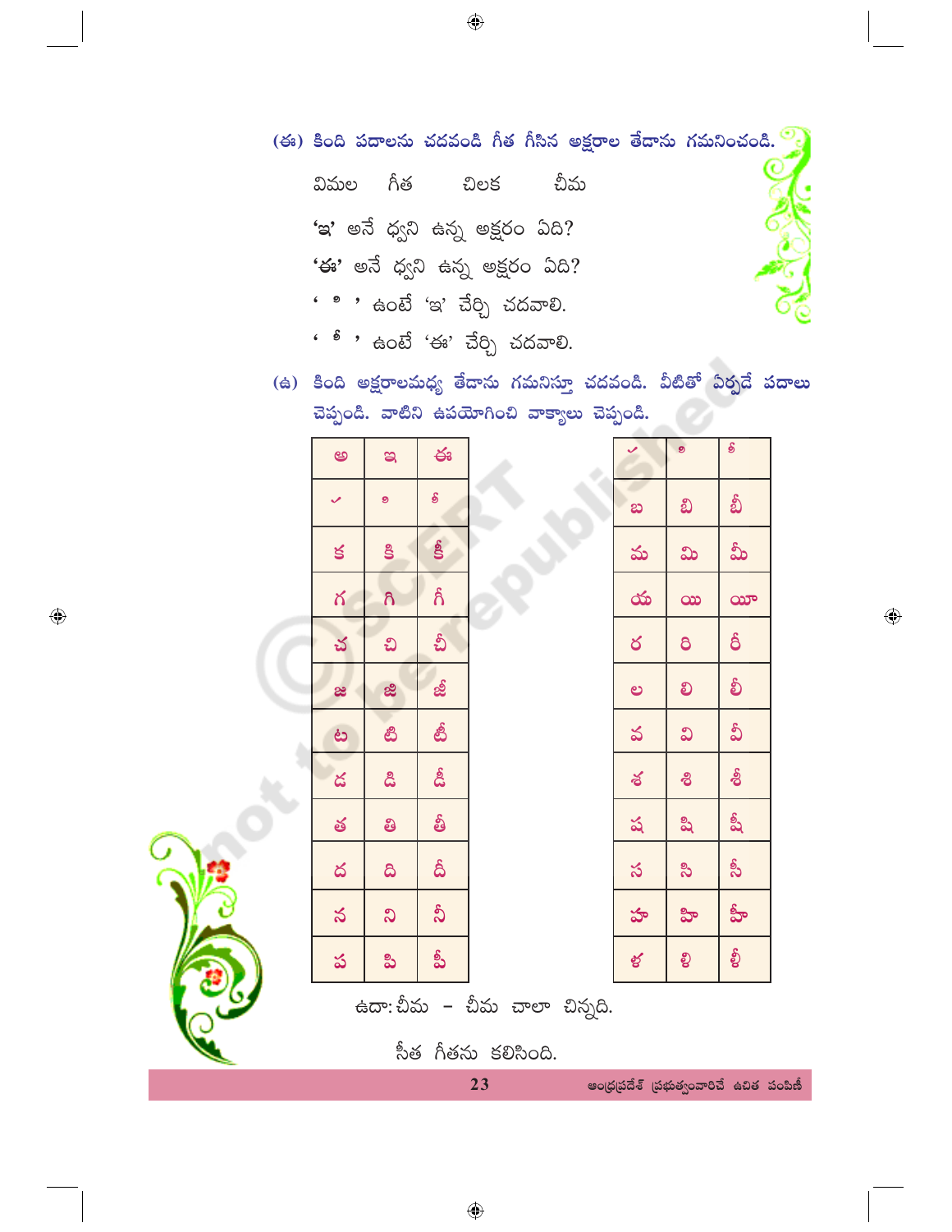(ఈ) కింది పదాలను చదవండి గీత గీసిన అక్షరాల తేడాను గమనించండి.

విమల    గీత    చిలక    చీమ

'ఇ' అనే ధ్వని ఉన్న అక్షరం ఏది?

'ఈ' అనే ధ్వని ఉన్న అక్షరం ఏది?

' ి ' ఉంటే 'ఇ' చేర్చి చదవాలి.

' ీ ' ఉంటే 'ఈ' చేర్చి చదవాలి.

(ఉ) కింది అక్షరాలమధ్య తేడాను గమనిస్తూ చదవండి. వీటితో ఏర్పడే పదాలు చెప్పండి. వాటిని ఉపయోగించి వాక్యాలు చెప్పండి.

| అ | ఇ | ఈ |
|---|---|---|
| ✓ | ి | ీ |
| క | కి | కీ |
| గ | గి | గీ |
| చ | చి | చీ |
| జ | జి | జీ |
| ట | టి | టీ |
| డ | డి | డీ |
| త | తి | తీ |
| ద | ది | దీ |
| న | ని | నీ |
| ప | పి | పీ |

| ✓ | ి | ీ |
|---|---|---|
| బ | బి | బీ |
| మ | మి | మీ |
| య | యి | యీ |
| ర | రి | రీ |
| ల | లి | లీ |
| వ | వి | వీ |
| శ | శి | శీ |
| ష | షి | షీ |
| స | సి | సీ |
| హ | హి | హీ |
| ళ | ళి | ళీ |

ఉదా: చీమ - చీమ చాలా చిన్నది.

సీత గీతను కలిసింది.

ఆంధ్రప్రదేశ్ ప్రభుత్వంవారిచే ఉచిత పంపిణీ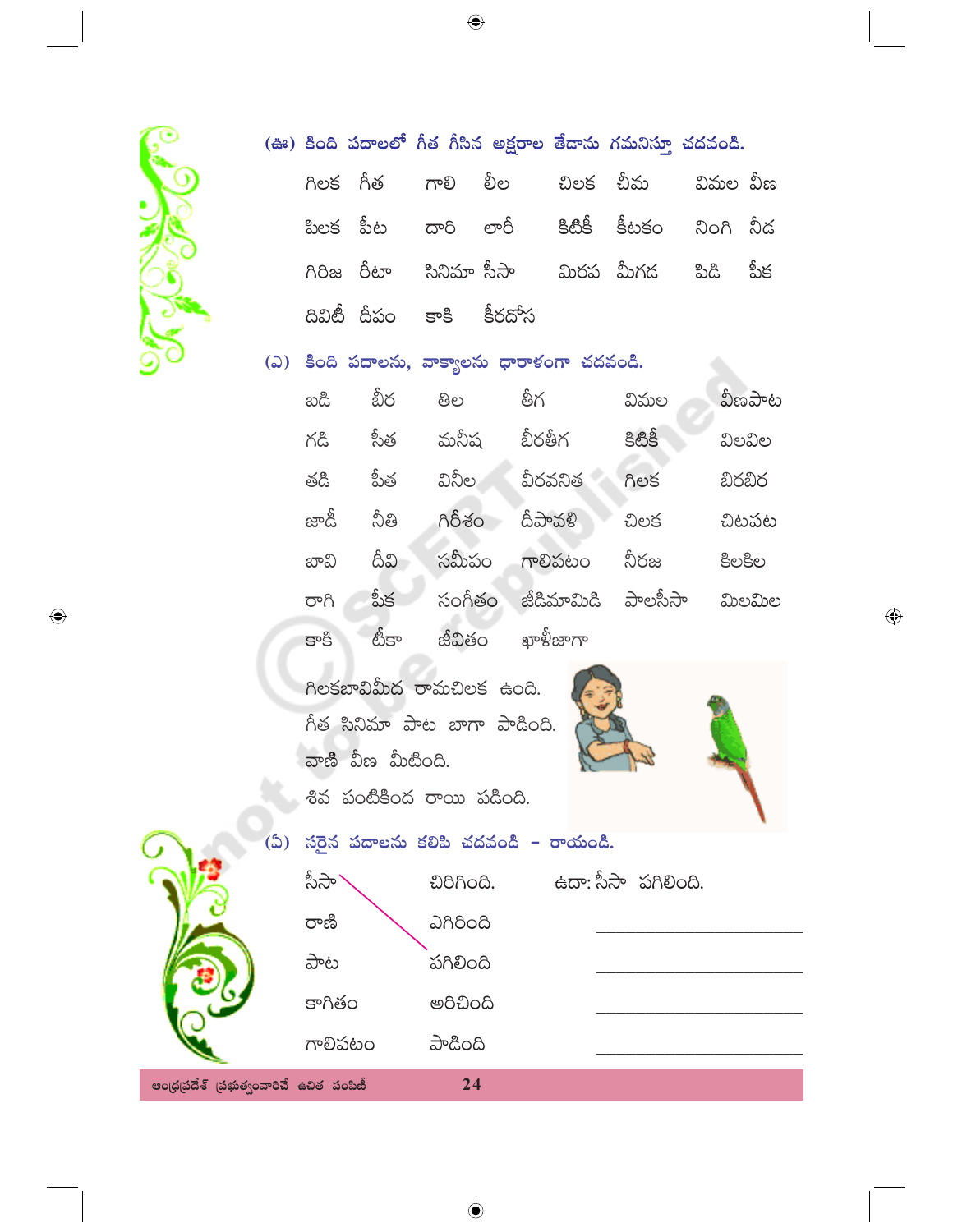(ఊ) కింది పదాలలో గీత గీసిన అక్షరాల తేడాను గమనిస్తూ చదవండి.

| | | | | | | | |
|---|---|---|---|---|---|---|---|
| గిలక | గీత | గాలి | లీల | చిలక | చీమ | విమల | వీణ |
| పిలక | పీట | దారి | లారీ | కిటికీ | కీటకం | నింగి | నీడ |
| గిరిజ | రీటా | సినిమా | సీసా | మిరప | మీగడ | పిడి | పీక |
| దివిటీ | దీపం | కాకి | కీరదోస | | | | |

(ఎ) కింది పదాలను, వాక్యాలను ధారాళంగా చదవండి.

| | | | | | |
|---|---|---|---|---|---|
| బడి | బీర | తిల | తీగ | విమల | వీణపాట |
| గడి | సీత | మనీష | బీరతీగ | కిటికీ | విలవిల |
| తడి | పీత | వినీల | వీరవనిత | గిలక | బిరబిర |
| జాడీ | నీతి | గిరీశం | దీపావళి | చిలక | చిటపట |
| బావి | దీవి | సమీపం | గాలిపటం | నీరజ | కిలకిల |
| రాగి | పీక | సంగీతం | జీడిమామిడి | పాలసీసా | మిలమిల |
| కాకి | టీకా | జీవితం | ఖాళీజాగా | | |

గిలకబావిమీద రామచిలక ఉంది.

గీత సినిమా పాట బాగా పాడింది.

వాణి వీణ మీటింది.

శివ పంటికింద రాయి పడింది.

(ఏ) సరైన పదాలను కలిపి చదవండి - రాయండి.

| | | |
|---|---|---|
| సీసా | చిరిగింది. | ఉదా: సీసా పగిలింది. |
| రాణి | ఎగిరింది | ______________ |
| పాట | పగిలింది | ______________ |
| కాగితం | అరిచింది | ______________ |
| గాలిపటం | పాడింది | ______________ |

ఆంధ్రప్రదేశ్ ప్రభుత్వంవారిచే ఉచిత పంపిణీ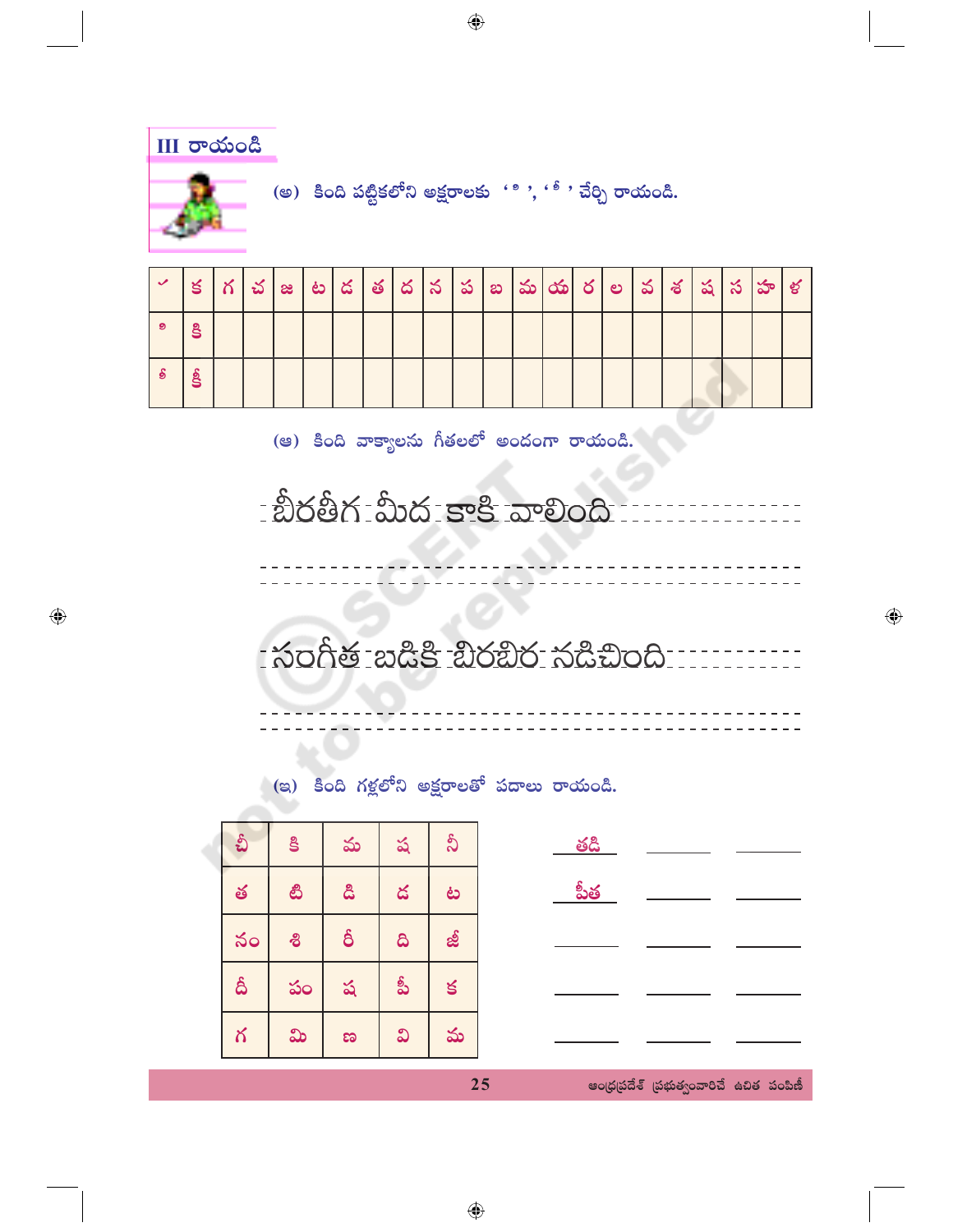## III రాయండి

(అ) కింది పట్టికలోని అక్షరాలకు ' ి ', ' ీ ' చేర్చి రాయండి.

| ✓ | క | గ | చ | జ | ట | డ | త | ద | న | ప | బ | మ | య | ర | ల | వ | శ | ష | స | హ | ళ |
|---|---|---|---|---|---|---|---|---|---|---|---|---|---|---|---|---|---|---|---|---|---|
| ి | కి | | | | | | | | | | | | | | | | | | | | |
| ీ | కీ | | | | | | | | | | | | | | | | | | | | |

(ఆ) కింది వాక్యాలను గీతలలో అందంగా రాయండి.

బీరతీగ మీద కాకి వాలింది

---

సంగీత బడికి బిరబిర నడిచింది

---

(ఇ) కింది గళ్లలోని అక్షరాలతో పదాలు రాయండి.

| చీ | కి | మ | ష | నీ |
|---|---|---|---|---|
| త | టి | డి | డ | ట |
| నం | శి | రీ | ది | జీ |
| దీ | పం | ష | పీ | క |
| గ | మి | ణ | వి | మ |

| | | |
|---|---|---|
| తడి | ______ | ______ |
| పీత | ______ | ______ |
| ______ | ______ | ______ |
| ______ | ______ | ______ |
| ______ | ______ | ______ |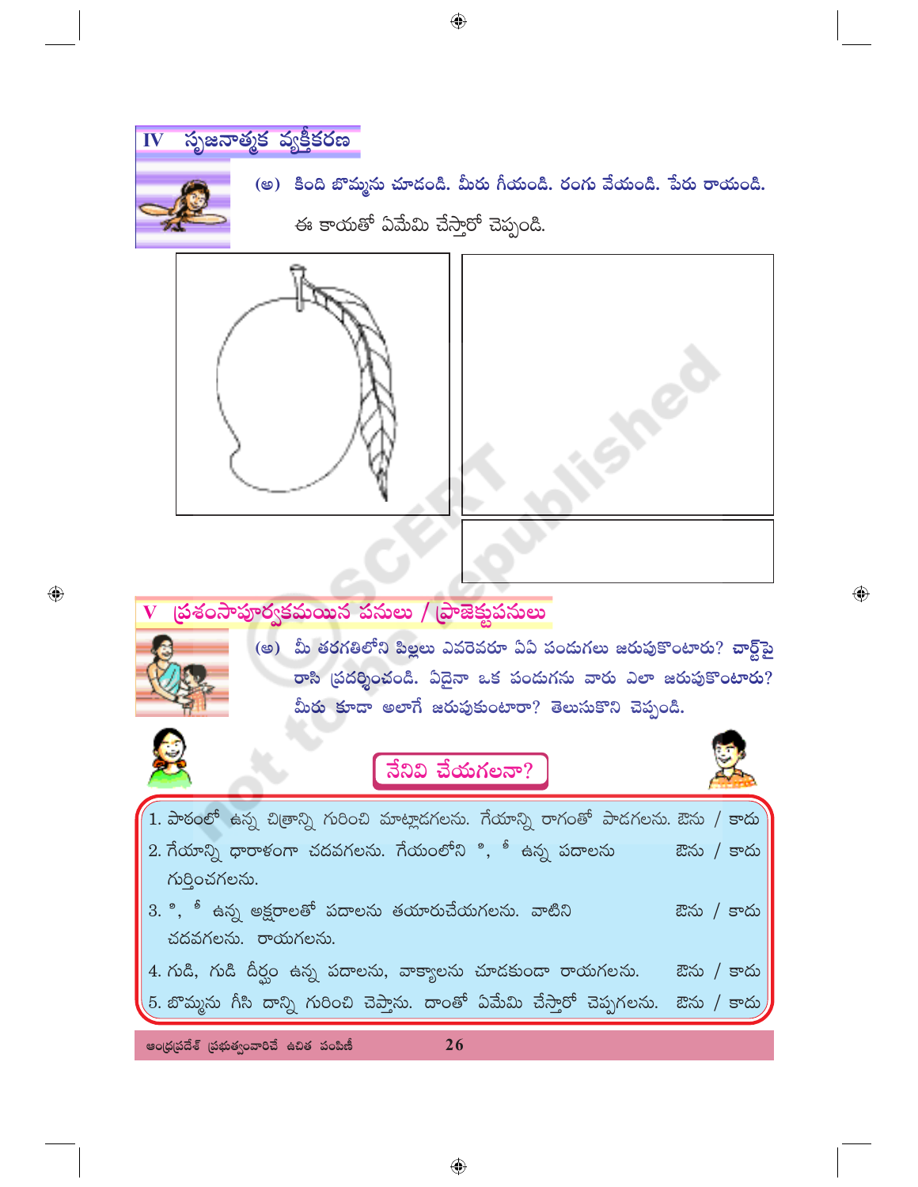## IV సృజనాత్మక వ్యక్తీకరణ

(అ) కింది బొమ్మను చూడండి. మీరు గీయండి. రంగు వేయండి. పేరు రాయండి.

ఈ కాయతో ఏమేమి చేస్తారో చెప్పండి.

## V ప్రశంసాపూర్వకమయిన పనులు / ప్రాజెక్టుపనులు

(అ) మీ తరగతిలోని పిల్లలు ఎవరెవరూ ఏఏ పండుగలు జరుపుకొంటారు? చార్ట్‌పై రాసి ప్రదర్శించండి. ఏదైనా ఒక పండుగను వారు ఎలా జరుపుకొంటారు? మీరు కూడా అలాగే జరుపుకుంటారా? తెలుసుకొని చెప్పండి.

### నేనివి చేయగలనా?

1. పాఠంలో ఉన్న చిత్రాన్ని గురించి మాట్లాడగలను. గేయాన్ని రాగంతో పాడగలను. ఔను / కాదు
2. గేయాన్ని ధారాళంగా చదవగలను. గేయంలోని ి, ీ ఉన్న పదాలను గుర్తించగలను. ఔను / కాదు
3. ి, ీ ఉన్న అక్షరాలతో పదాలను తయారుచేయగలను. వాటిని చదవగలను. రాయగలను. ఔను / కాదు
4. గుడి, గుడి దీర్ఘం ఉన్న పదాలను, వాక్యాలను చూడకుండా రాయగలను. ఔను / కాదు
5. బొమ్మను గీసి దాన్ని గురించి చెప్తాను. దాంతో ఏమేమి చేస్తారో చెప్పగలను. ఔను / కాదు